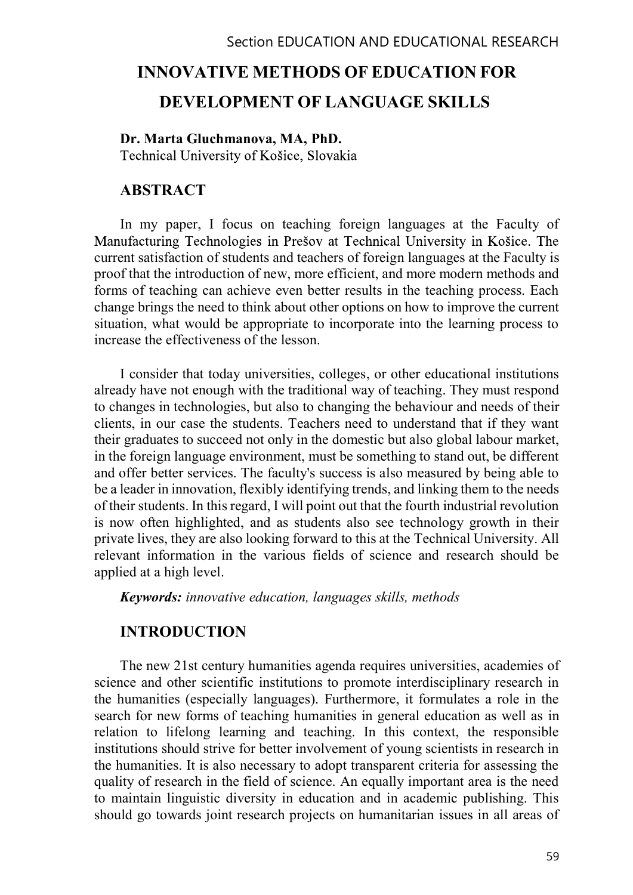# INNOVATIVE METHODS OF EDUCATION FOR DEVELOPMENT OF LANGUAGE SKILLS

**Dr. Marta Gluchmanova, MA, PhD.**
Technical University of Košice, Slovakia

## ABSTRACT

In my paper, I focus on teaching foreign languages at the Faculty of Manufacturing Technologies in Prešov at Technical University in Košice. The current satisfaction of students and teachers of foreign languages at the Faculty is proof that the introduction of new, more efficient, and more modern methods and forms of teaching can achieve even better results in the teaching process. Each change brings the need to think about other options on how to improve the current situation, what would be appropriate to incorporate into the learning process to increase the effectiveness of the lesson.

I consider that today universities, colleges, or other educational institutions already have not enough with the traditional way of teaching. They must respond to changes in technologies, but also to changing the behaviour and needs of their clients, in our case the students. Teachers need to understand that if they want their graduates to succeed not only in the domestic but also global labour market, in the foreign language environment, must be something to stand out, be different and offer better services. The faculty's success is also measured by being able to be a leader in innovation, flexibly identifying trends, and linking them to the needs of their students. In this regard, I will point out that the fourth industrial revolution is now often highlighted, and as students also see technology growth in their private lives, they are also looking forward to this at the Technical University. All relevant information in the various fields of science and research should be applied at a high level.

***Keywords:*** *innovative education, languages skills, methods*

## INTRODUCTION

The new 21st century humanities agenda requires universities, academies of science and other scientific institutions to promote interdisciplinary research in the humanities (especially languages). Furthermore, it formulates a role in the search for new forms of teaching humanities in general education as well as in relation to lifelong learning and teaching. In this context, the responsible institutions should strive for better involvement of young scientists in research in the humanities. It is also necessary to adopt transparent criteria for assessing the quality of research in the field of science. An equally important area is the need to maintain linguistic diversity in education and in academic publishing. This should go towards joint research projects on humanitarian issues in all areas of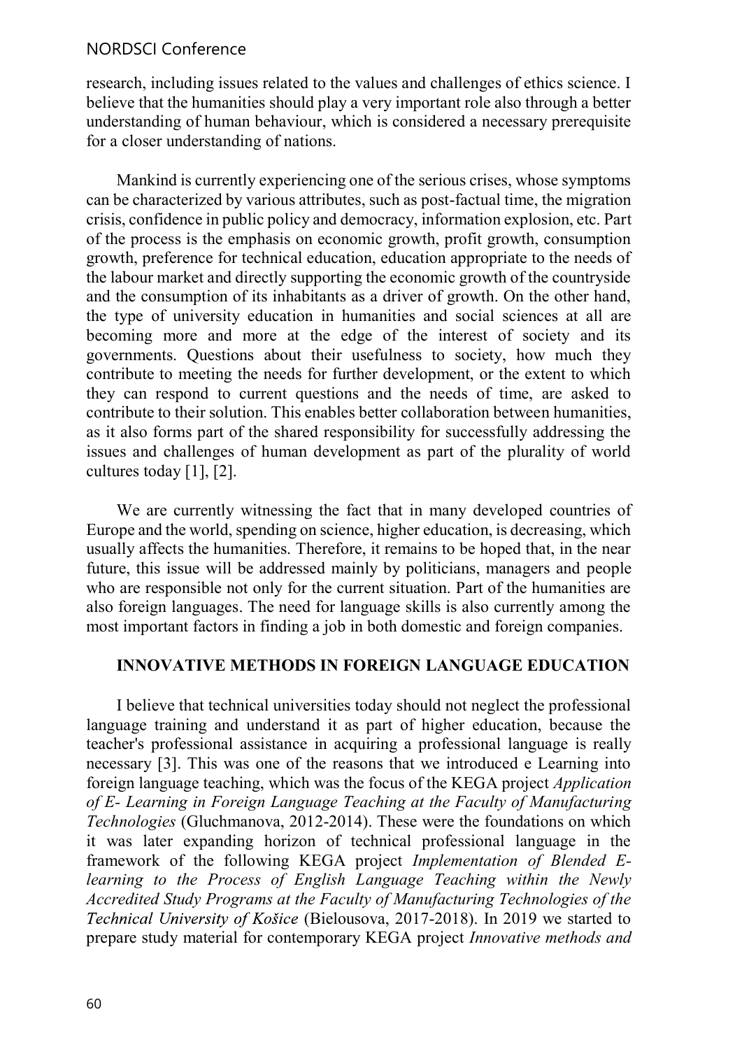research, including issues related to the values and challenges of ethics science. I believe that the humanities should play a very important role also through a better understanding of human behaviour, which is considered a necessary prerequisite for a closer understanding of nations.

Mankind is currently experiencing one of the serious crises, whose symptoms can be characterized by various attributes, such as post-factual time, the migration crisis, confidence in public policy and democracy, information explosion, etc. Part of the process is the emphasis on economic growth, profit growth, consumption growth, preference for technical education, education appropriate to the needs of the labour market and directly supporting the economic growth of the countryside and the consumption of its inhabitants as a driver of growth. On the other hand, the type of university education in humanities and social sciences at all are becoming more and more at the edge of the interest of society and its governments. Questions about their usefulness to society, how much they contribute to meeting the needs for further development, or the extent to which they can respond to current questions and the needs of time, are asked to contribute to their solution. This enables better collaboration between humanities, as it also forms part of the shared responsibility for successfully addressing the issues and challenges of human development as part of the plurality of world cultures today [1], [2].

We are currently witnessing the fact that in many developed countries of Europe and the world, spending on science, higher education, is decreasing, which usually affects the humanities. Therefore, it remains to be hoped that, in the near future, this issue will be addressed mainly by politicians, managers and people who are responsible not only for the current situation. Part of the humanities are also foreign languages. The need for language skills is also currently among the most important factors in finding a job in both domestic and foreign companies.

## INNOVATIVE METHODS IN FOREIGN LANGUAGE EDUCATION

I believe that technical universities today should not neglect the professional language training and understand it as part of higher education, because the teacher's professional assistance in acquiring a professional language is really necessary [3]. This was one of the reasons that we introduced e Learning into foreign language teaching, which was the focus of the KEGA project *Application of E- Learning in Foreign Language Teaching at the Faculty of Manufacturing Technologies* (Gluchmanova, 2012-2014). These were the foundations on which it was later expanding horizon of technical professional language in the framework of the following KEGA project *Implementation of Blended E-learning to the Process of English Language Teaching within the Newly Accredited Study Programs at the Faculty of Manufacturing Technologies of the Technical University of Košice* (Bielousova, 2017-2018). In 2019 we started to prepare study material for contemporary KEGA project *Innovative methods and*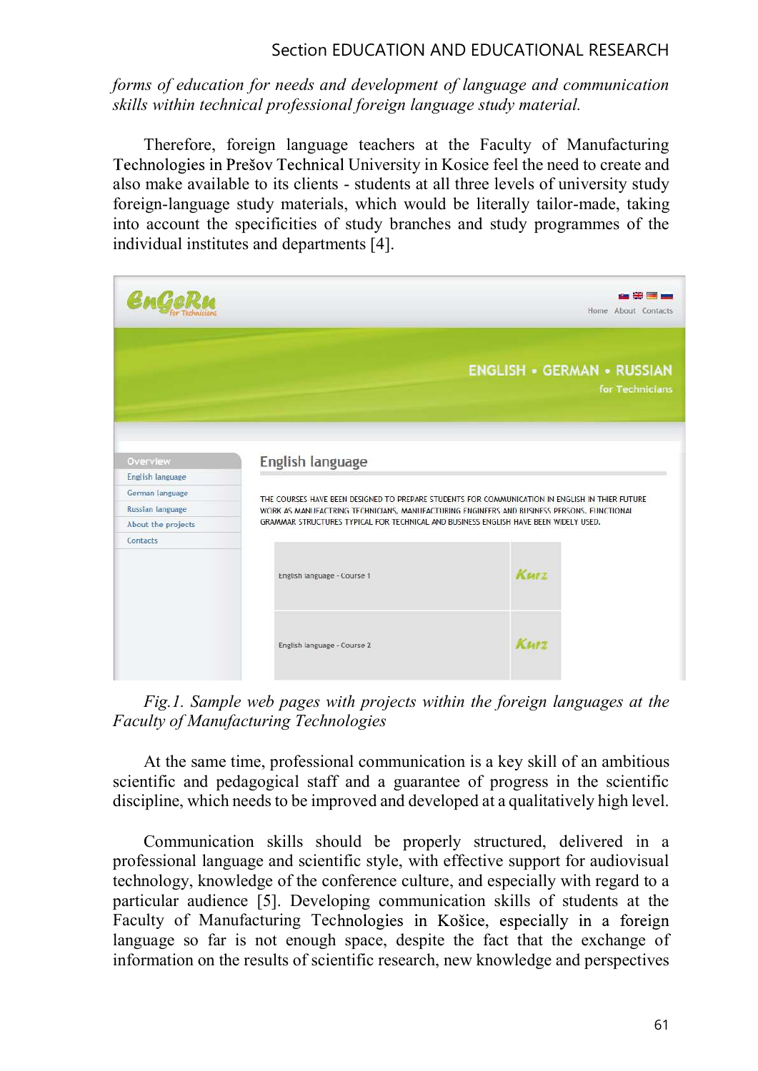*forms of education for needs and development of language and communication skills within technical professional foreign language study material.*

Therefore, foreign language teachers at the Faculty of Manufacturing Technologies in Prešov Technical University in Kosice feel the need to create and also make available to its clients - students at all three levels of university study foreign-language study materials, which would be literally tailor-made, taking into account the specificities of study branches and study programmes of the individual institutes and departments [4].

*Fig.1. Sample web pages with projects within the foreign languages at the Faculty of Manufacturing Technologies*

At the same time, professional communication is a key skill of an ambitious scientific and pedagogical staff and a guarantee of progress in the scientific discipline, which needs to be improved and developed at a qualitatively high level.

Communication skills should be properly structured, delivered in a professional language and scientific style, with effective support for audiovisual technology, knowledge of the conference culture, and especially with regard to a particular audience [5]. Developing communication skills of students at the Faculty of Manufacturing Technologies in Košice, especially in a foreign language so far is not enough space, despite the fact that the exchange of information on the results of scientific research, new knowledge and perspectives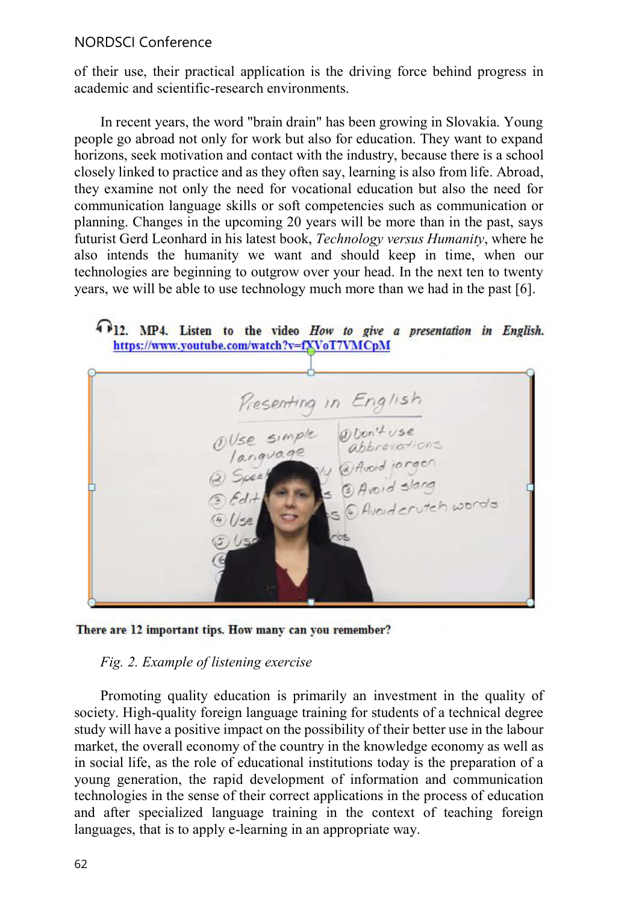of their use, their practical application is the driving force behind progress in academic and scientific-research environments.

In recent years, the word "brain drain" has been growing in Slovakia. Young people go abroad not only for work but also for education. They want to expand horizons, seek motivation and contact with the industry, because there is a school closely linked to practice and as they often say, learning is also from life. Abroad, they examine not only the need for vocational education but also the need for communication language skills or soft competencies such as communication or planning. Changes in the upcoming 20 years will be more than in the past, says futurist Gerd Leonhard in his latest book, *Technology versus Humanity*, where he also intends the humanity we want and should keep in time, when our technologies are beginning to outgrow over your head. In the next ten to twenty years, we will be able to use technology much more than we had in the past [6].

**12. MP4. Listen to the video *How to give a presentation in English.* https://www.youtube.com/watch?v=fXVoT7VMCpM**

**There are 12 important tips. How many can you remember?**

*Fig. 2. Example of listening exercise*

Promoting quality education is primarily an investment in the quality of society. High-quality foreign language training for students of a technical degree study will have a positive impact on the possibility of their better use in the labour market, the overall economy of the country in the knowledge economy as well as in social life, as the role of educational institutions today is the preparation of a young generation, the rapid development of information and communication technologies in the sense of their correct applications in the process of education and after specialized language training in the context of teaching foreign languages, that is to apply e-learning in an appropriate way.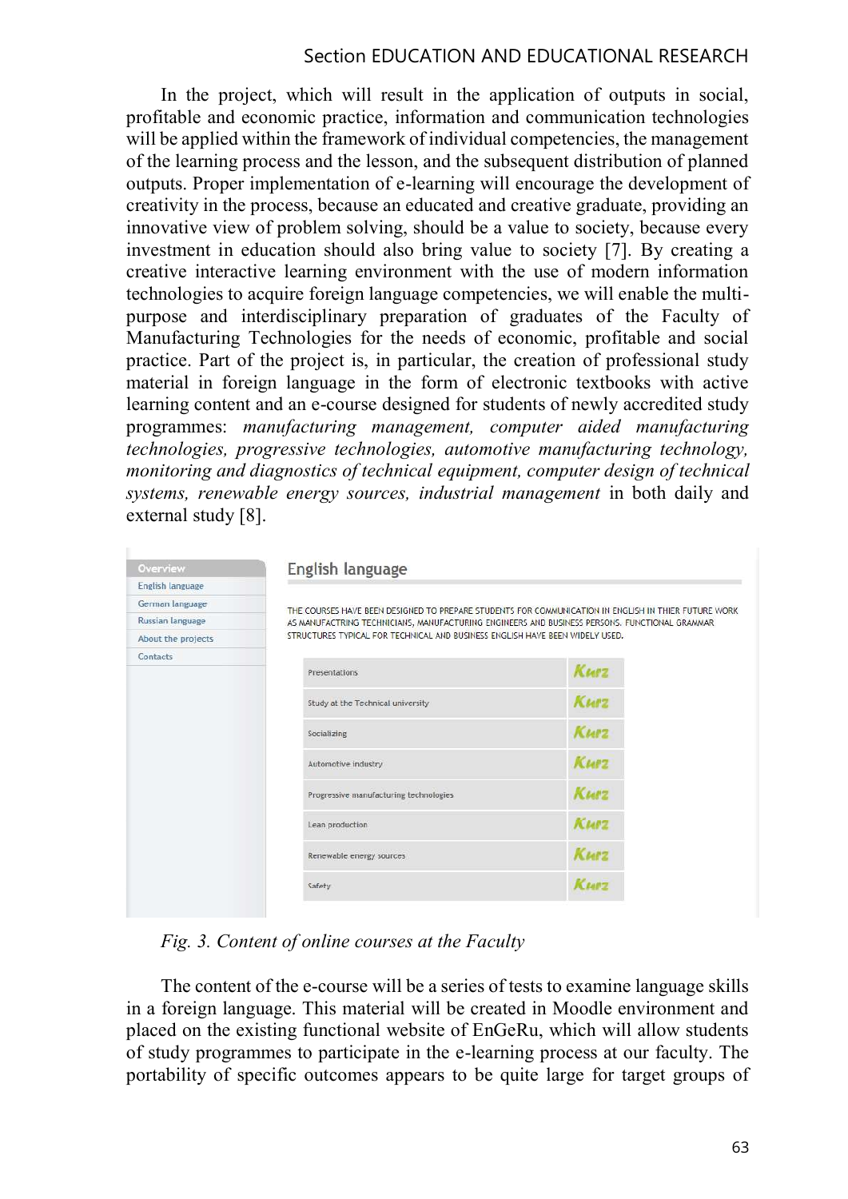In the project, which will result in the application of outputs in social, profitable and economic practice, information and communication technologies will be applied within the framework of individual competencies, the management of the learning process and the lesson, and the subsequent distribution of planned outputs. Proper implementation of e-learning will encourage the development of creativity in the process, because an educated and creative graduate, providing an innovative view of problem solving, should be a value to society, because every investment in education should also bring value to society [7]. By creating a creative interactive learning environment with the use of modern information technologies to acquire foreign language competencies, we will enable the multi-purpose and interdisciplinary preparation of graduates of the Faculty of Manufacturing Technologies for the needs of economic, profitable and social practice. Part of the project is, in particular, the creation of professional study material in foreign language in the form of electronic textbooks with active learning content and an e-course designed for students of newly accredited study programmes: *manufacturing management, computer aided manufacturing technologies, progressive technologies, automotive manufacturing technology, monitoring and diagnostics of technical equipment, computer design of technical systems, renewable energy sources, industrial management* in both daily and external study [8].

*Fig. 3. Content of online courses at the Faculty*

The content of the e-course will be a series of tests to examine language skills in a foreign language. This material will be created in Moodle environment and placed on the existing functional website of EnGeRu, which will allow students of study programmes to participate in the e-learning process at our faculty. The portability of specific outcomes appears to be quite large for target groups of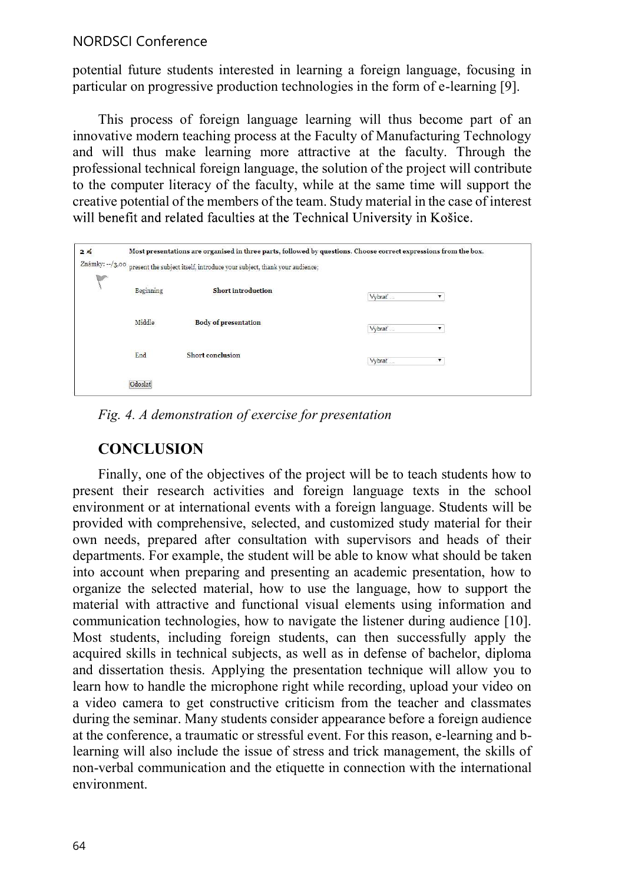potential future students interested in learning a foreign language, focusing in particular on progressive production technologies in the form of e-learning [9].

This process of foreign language learning will thus become part of an innovative modern teaching process at the Faculty of Manufacturing Technology and will thus make learning more attractive at the faculty. Through the professional technical foreign language, the solution of the project will contribute to the computer literacy of the faculty, while at the same time will support the creative potential of the members of the team. Study material in the case of interest will benefit and related faculties at the Technical University in Košice.

2 ✍ Most presentations are organised in three parts, followed by questions. Choose correct expressions from the box.

Známky: --/3,00 present the subject itself, introduce your subject, thank your audience;

| | | |
|---|---|---|
| Beginning | **Short introduction** | Vybrať ... |
| Middle | **Body of presentation** | Vybrať ... |
| End | **Short conclusion** | Vybrať ... |

Odoslať

*Fig. 4. A demonstration of exercise for presentation*

## CONCLUSION

Finally, one of the objectives of the project will be to teach students how to present their research activities and foreign language texts in the school environment or at international events with a foreign language. Students will be provided with comprehensive, selected, and customized study material for their own needs, prepared after consultation with supervisors and heads of their departments. For example, the student will be able to know what should be taken into account when preparing and presenting an academic presentation, how to organize the selected material, how to use the language, how to support the material with attractive and functional visual elements using information and communication technologies, how to navigate the listener during audience [10]. Most students, including foreign students, can then successfully apply the acquired skills in technical subjects, as well as in defense of bachelor, diploma and dissertation thesis. Applying the presentation technique will allow you to learn how to handle the microphone right while recording, upload your video on a video camera to get constructive criticism from the teacher and classmates during the seminar. Many students consider appearance before a foreign audience at the conference, a traumatic or stressful event. For this reason, e-learning and b-learning will also include the issue of stress and trick management, the skills of non-verbal communication and the etiquette in connection with the international environment.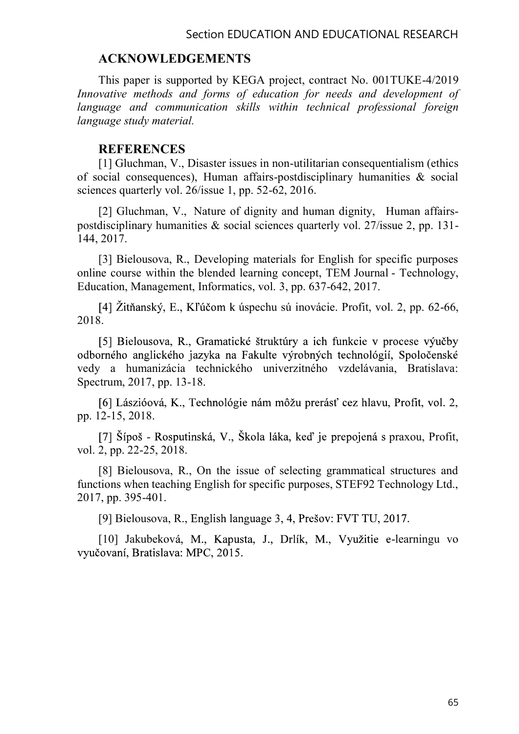## ACKNOWLEDGEMENTS

This paper is supported by KEGA project, contract No. 001TUKE-4/2019 *Innovative methods and forms of education for needs and development of language and communication skills within technical professional foreign language study material.*

## REFERENCES

[1] Gluchman, V., Disaster issues in non-utilitarian consequentialism (ethics of social consequences), Human affairs-postdisciplinary humanities & social sciences quarterly vol. 26/issue 1, pp. 52-62, 2016.

[2] Gluchman, V., Nature of dignity and human dignity, Human affairs-postdisciplinary humanities & social sciences quarterly vol. 27/issue 2, pp. 131-144, 2017.

[3] Bielousova, R., Developing materials for English for specific purposes online course within the blended learning concept, TEM Journal - Technology, Education, Management, Informatics, vol. 3, pp. 637-642, 2017.

[4] Žitňanský, E., Kľúčom k úspechu sú inovácie. Profit, vol. 2, pp. 62-66, 2018.

[5] Bielousova, R., Gramatické štruktúry a ich funkcie v procese výučby odborného anglického jazyka na Fakulte výrobných technológií, Spoločenské vedy a humanizácia technického univerzitného vzdelávania, Bratislava: Spectrum, 2017, pp. 13-18.

[6] Lászióová, K., Technológie nám môžu prerásť cez hlavu, Profit, vol. 2, pp. 12-15, 2018.

[7] Šípoš - Rosputinská, V., Škola láka, keď je prepojená s praxou, Profit, vol. 2, pp. 22-25, 2018.

[8] Bielousova, R., On the issue of selecting grammatical structures and functions when teaching English for specific purposes, STEF92 Technology Ltd., 2017, pp. 395-401.

[9] Bielousova, R., English language 3, 4, Prešov: FVT TU, 2017.

[10] Jakubeková, M., Kapusta, J., Drlík, M., Využitie e-learningu vo vyučovaní, Bratislava: MPC, 2015.